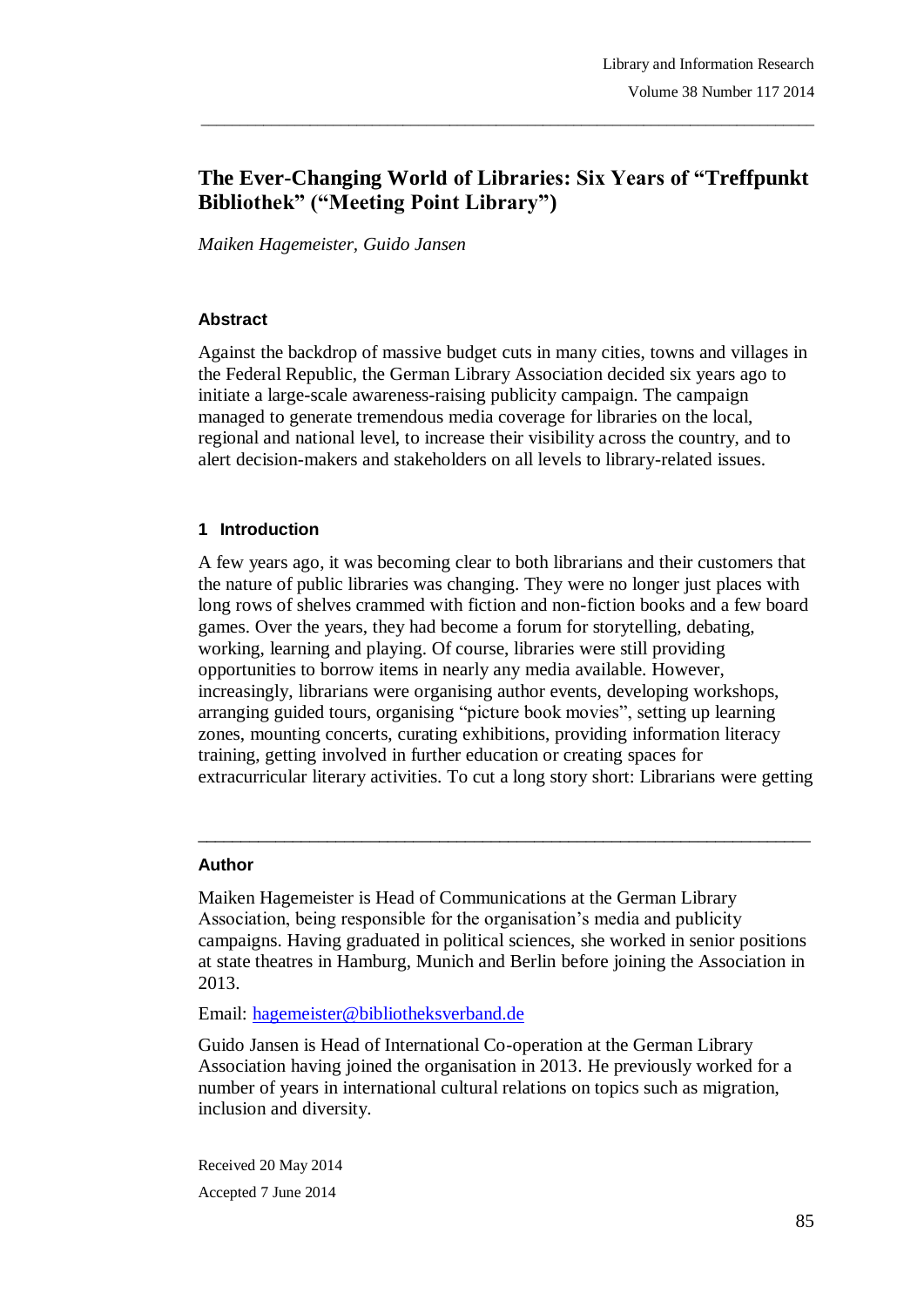# The Ever-Changing World of Libraries: Six Years of "Treffpunkt Bibliothek" ("Meeting Point Library")

*Maiken Hagemeister, Guido Jansen*

## Abstract

Against the backdrop of massive budget cuts in many cities, towns and villages in the Federal Republic, the German Library Association decided six years ago to initiate a large-scale awareness-raising publicity campaign. The campaign managed to generate tremendous media coverage for libraries on the local, regional and national level, to increase their visibility across the country, and to alert decision-makers and stakeholders on all levels to library-related issues.

## 1 Introduction

A few years ago, it was becoming clear to both librarians and their customers that the nature of public libraries was changing. They were no longer just places with long rows of shelves crammed with fiction and non-fiction books and a few board games. Over the years, they had become a forum for storytelling, debating, working, learning and playing. Of course, libraries were still providing opportunities to borrow items in nearly any media available. However, increasingly, librarians were organising author events, developing workshops, arranging guided tours, organising "picture book movies", setting up learning zones, mounting concerts, curating exhibitions, providing information literacy training, getting involved in further education or creating spaces for extracurricular literary activities. To cut a long story short: Librarians were getting

---

### Author

Maiken Hagemeister is Head of Communications at the German Library Association, being responsible for the organisation's media and publicity campaigns. Having graduated in political sciences, she worked in senior positions at state theatres in Hamburg, Munich and Berlin before joining the Association in 2013.

Email: hagemeister@bibliotheksverband.de

Guido Jansen is Head of International Co-operation at the German Library Association having joined the organisation in 2013. He previously worked for a number of years in international cultural relations on topics such as migration, inclusion and diversity.

Received 20 May 2014

Accepted 7 June 2014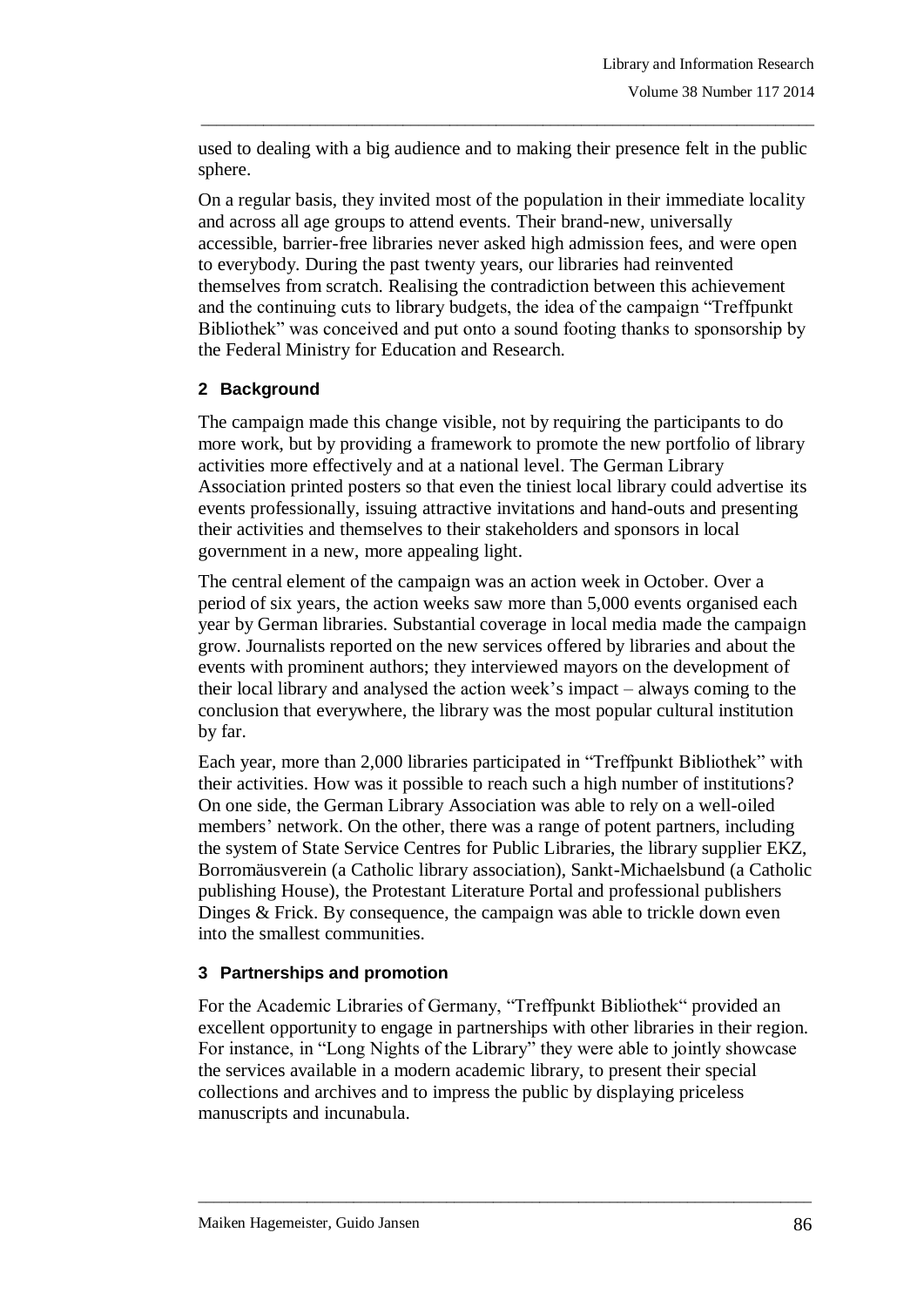used to dealing with a big audience and to making their presence felt in the public sphere.

On a regular basis, they invited most of the population in their immediate locality and across all age groups to attend events. Their brand-new, universally accessible, barrier-free libraries never asked high admission fees, and were open to everybody. During the past twenty years, our libraries had reinvented themselves from scratch. Realising the contradiction between this achievement and the continuing cuts to library budgets, the idea of the campaign "Treffpunkt Bibliothek" was conceived and put onto a sound footing thanks to sponsorship by the Federal Ministry for Education and Research.

## 2 Background

The campaign made this change visible, not by requiring the participants to do more work, but by providing a framework to promote the new portfolio of library activities more effectively and at a national level. The German Library Association printed posters so that even the tiniest local library could advertise its events professionally, issuing attractive invitations and hand-outs and presenting their activities and themselves to their stakeholders and sponsors in local government in a new, more appealing light.

The central element of the campaign was an action week in October. Over a period of six years, the action weeks saw more than 5,000 events organised each year by German libraries. Substantial coverage in local media made the campaign grow. Journalists reported on the new services offered by libraries and about the events with prominent authors; they interviewed mayors on the development of their local library and analysed the action week's impact – always coming to the conclusion that everywhere, the library was the most popular cultural institution by far.

Each year, more than 2,000 libraries participated in "Treffpunkt Bibliothek" with their activities. How was it possible to reach such a high number of institutions? On one side, the German Library Association was able to rely on a well-oiled members' network. On the other, there was a range of potent partners, including the system of State Service Centres for Public Libraries, the library supplier EKZ, Borromäusverein (a Catholic library association), Sankt-Michaelsbund (a Catholic publishing House), the Protestant Literature Portal and professional publishers Dinges & Frick. By consequence, the campaign was able to trickle down even into the smallest communities.

## 3 Partnerships and promotion

For the Academic Libraries of Germany, "Treffpunkt Bibliothek" provided an excellent opportunity to engage in partnerships with other libraries in their region. For instance, in "Long Nights of the Library" they were able to jointly showcase the services available in a modern academic library, to present their special collections and archives and to impress the public by displaying priceless manuscripts and incunabula.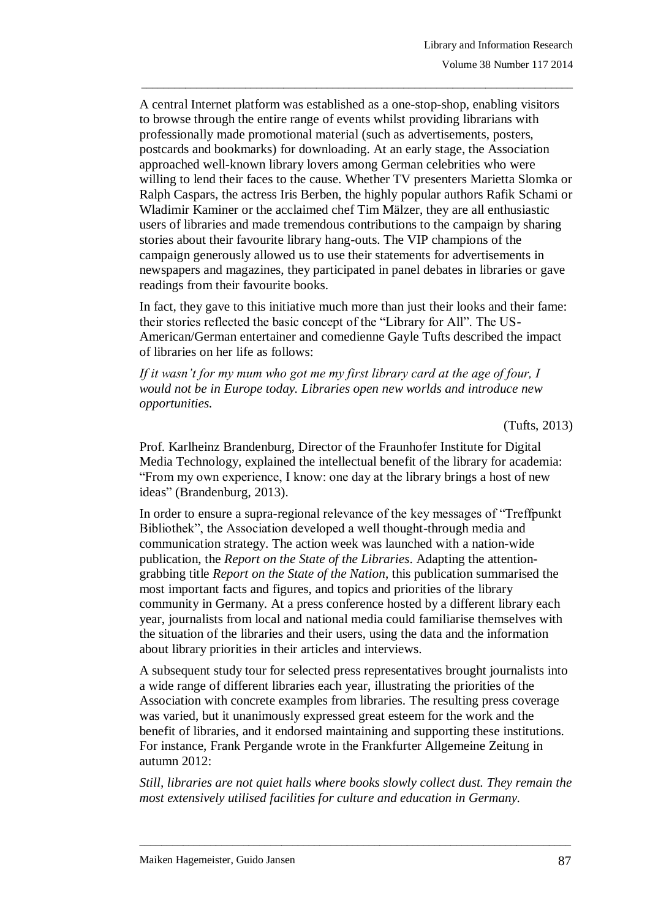A central Internet platform was established as a one-stop-shop, enabling visitors to browse through the entire range of events whilst providing librarians with professionally made promotional material (such as advertisements, posters, postcards and bookmarks) for downloading. At an early stage, the Association approached well-known library lovers among German celebrities who were willing to lend their faces to the cause. Whether TV presenters Marietta Slomka or Ralph Caspars, the actress Iris Berben, the highly popular authors Rafik Schami or Wladimir Kaminer or the acclaimed chef Tim Mälzer, they are all enthusiastic users of libraries and made tremendous contributions to the campaign by sharing stories about their favourite library hang-outs. The VIP champions of the campaign generously allowed us to use their statements for advertisements in newspapers and magazines, they participated in panel debates in libraries or gave readings from their favourite books.

In fact, they gave to this initiative much more than just their looks and their fame: their stories reflected the basic concept of the "Library for All". The US-American/German entertainer and comedienne Gayle Tufts described the impact of libraries on her life as follows:

*If it wasn't for my mum who got me my first library card at the age of four, I would not be in Europe today. Libraries open new worlds and introduce new opportunities.*

(Tufts, 2013)

Prof. Karlheinz Brandenburg, Director of the Fraunhofer Institute for Digital Media Technology, explained the intellectual benefit of the library for academia: "From my own experience, I know: one day at the library brings a host of new ideas" (Brandenburg, 2013).

In order to ensure a supra-regional relevance of the key messages of "Treffpunkt Bibliothek", the Association developed a well thought-through media and communication strategy. The action week was launched with a nation-wide publication, the *Report on the State of the Libraries*. Adapting the attention-grabbing title *Report on the State of the Nation*, this publication summarised the most important facts and figures, and topics and priorities of the library community in Germany. At a press conference hosted by a different library each year, journalists from local and national media could familiarise themselves with the situation of the libraries and their users, using the data and the information about library priorities in their articles and interviews.

A subsequent study tour for selected press representatives brought journalists into a wide range of different libraries each year, illustrating the priorities of the Association with concrete examples from libraries. The resulting press coverage was varied, but it unanimously expressed great esteem for the work and the benefit of libraries, and it endorsed maintaining and supporting these institutions. For instance, Frank Pergande wrote in the Frankfurter Allgemeine Zeitung in autumn 2012:

*Still, libraries are not quiet halls where books slowly collect dust. They remain the most extensively utilised facilities for culture and education in Germany.*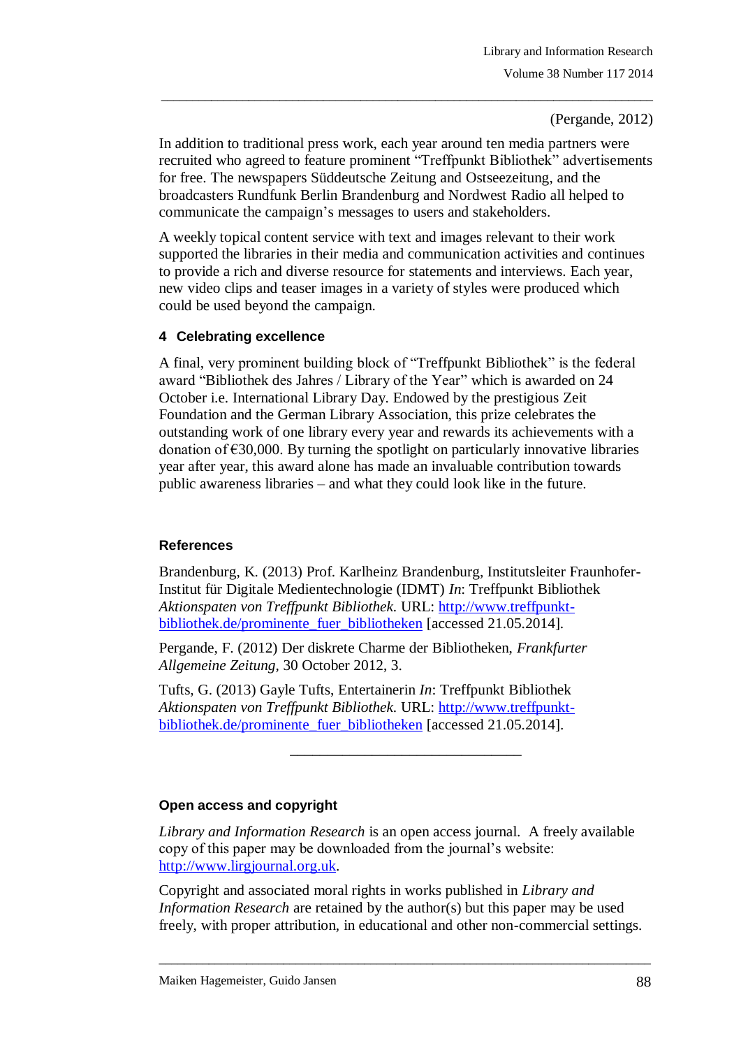(Pergande, 2012)

In addition to traditional press work, each year around ten media partners were recruited who agreed to feature prominent "Treffpunkt Bibliothek" advertisements for free. The newspapers Süddeutsche Zeitung and Ostseezeitung, and the broadcasters Rundfunk Berlin Brandenburg and Nordwest Radio all helped to communicate the campaign's messages to users and stakeholders.

A weekly topical content service with text and images relevant to their work supported the libraries in their media and communication activities and continues to provide a rich and diverse resource for statements and interviews. Each year, new video clips and teaser images in a variety of styles were produced which could be used beyond the campaign.

## 4 Celebrating excellence

A final, very prominent building block of "Treffpunkt Bibliothek" is the federal award "Bibliothek des Jahres / Library of the Year" which is awarded on 24 October i.e. International Library Day. Endowed by the prestigious Zeit Foundation and the German Library Association, this prize celebrates the outstanding work of one library every year and rewards its achievements with a donation of €30,000. By turning the spotlight on particularly innovative libraries year after year, this award alone has made an invaluable contribution towards public awareness libraries – and what they could look like in the future.

## References

Brandenburg, K. (2013) Prof. Karlheinz Brandenburg, Institutsleiter Fraunhofer-Institut für Digitale Medientechnologie (IDMT) *In*: Treffpunkt Bibliothek *Aktionspaten von Treffpunkt Bibliothek*. URL: [http://www.treffpunkt-bibliothek.de/prominente_fuer_bibliotheken](http://www.treffpunkt-bibliothek.de/prominente_fuer_bibliotheken) [accessed 21.05.2014].

Pergande, F. (2012) Der diskrete Charme der Bibliotheken, *Frankfurter Allgemeine Zeitung*, 30 October 2012, 3.

Tufts, G. (2013) Gayle Tufts, Entertainerin *In*: Treffpunkt Bibliothek *Aktionspaten von Treffpunkt Bibliothek*. URL: [http://www.treffpunkt-bibliothek.de/prominente_fuer_bibliotheken](http://www.treffpunkt-bibliothek.de/prominente_fuer_bibliotheken) [accessed 21.05.2014].

---

## Open access and copyright

*Library and Information Research* is an open access journal. A freely available copy of this paper may be downloaded from the journal's website: [http://www.lirgjournal.org.uk](http://www.lirgjournal.org.uk).

Copyright and associated moral rights in works published in *Library and Information Research* are retained by the author(s) but this paper may be used freely, with proper attribution, in educational and other non-commercial settings.